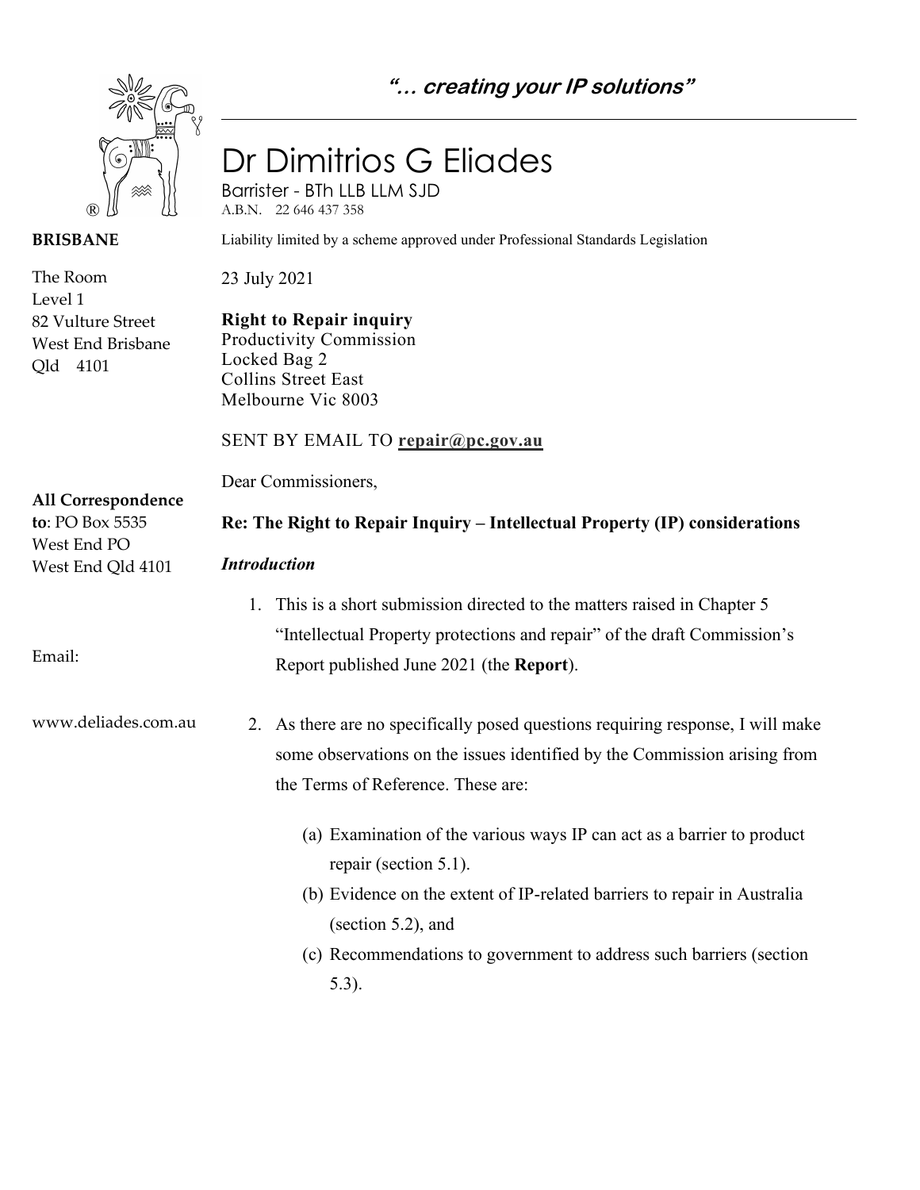*"… creating your IP solutions"*

# Dr Dimitrios G Eliades

Barrister - BTh LLB LLM SJD
A.B.N. 22 646 437 358

Liability limited by a scheme approved under Professional Standards Legislation

**BRISBANE**

The Room
Level 1
82 Vulture Street
West End Brisbane
Qld 4101

**All Correspondence to**: PO Box 5535
West End PO
West End Qld 4101

Email:

www.deliades.com.au

23 July 2021

**Right to Repair inquiry**
Productivity Commission
Locked Bag 2
Collins Street East
Melbourne Vic 8003

SENT BY EMAIL TO **repair@pc.gov.au**

Dear Commissioners,

**Re: The Right to Repair Inquiry – Intellectual Property (IP) considerations**

***Introduction***

1. This is a short submission directed to the matters raised in Chapter 5 "Intellectual Property protections and repair" of the draft Commission's Report published June 2021 (the **Report**).

2. As there are no specifically posed questions requiring response, I will make some observations on the issues identified by the Commission arising from the Terms of Reference. These are:

   (a) Examination of the various ways IP can act as a barrier to product repair (section 5.1).
   
   (b) Evidence on the extent of IP-related barriers to repair in Australia (section 5.2), and
   
   (c) Recommendations to government to address such barriers (section 5.3).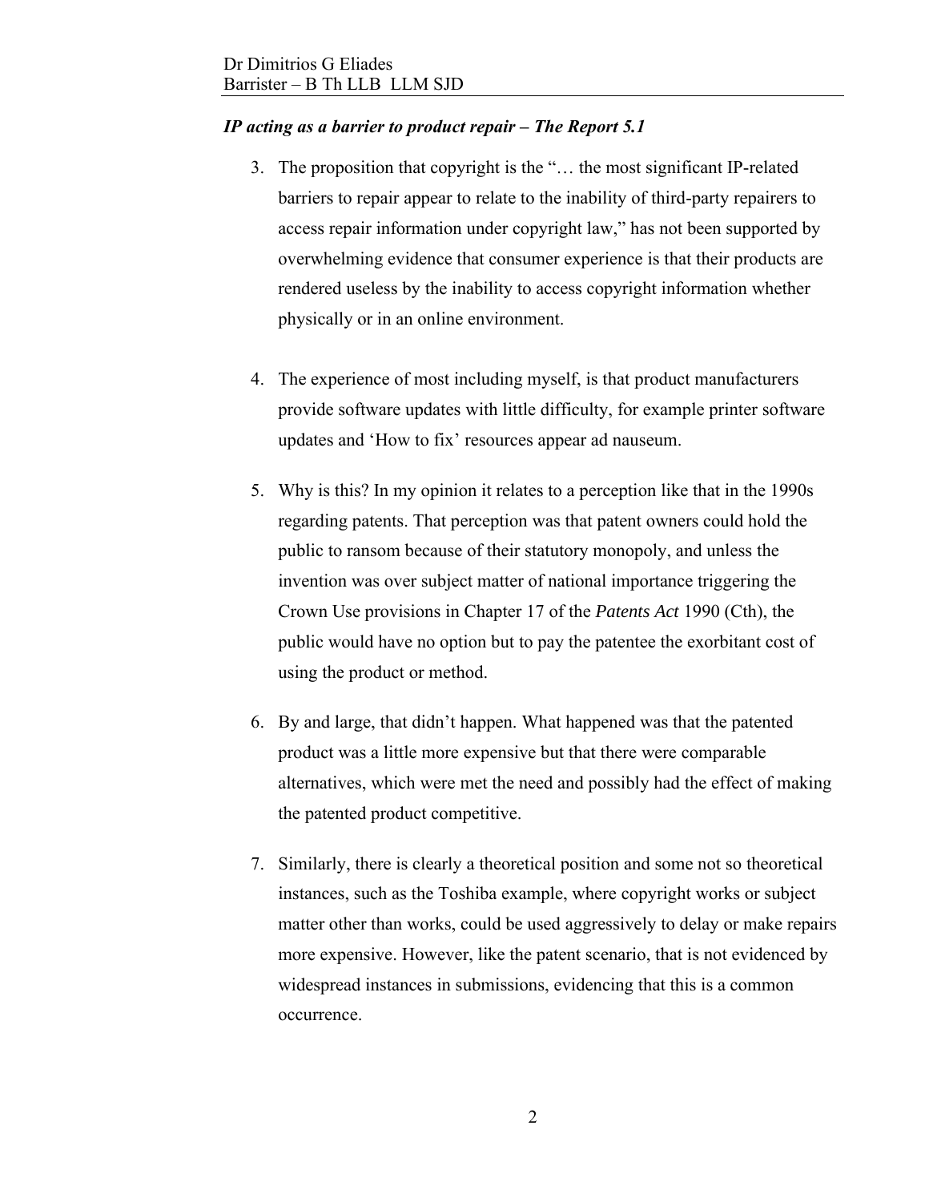### *IP acting as a barrier to product repair – The Report 5.1*

3. The proposition that copyright is the "… the most significant IP-related barriers to repair appear to relate to the inability of third-party repairers to access repair information under copyright law," has not been supported by overwhelming evidence that consumer experience is that their products are rendered useless by the inability to access copyright information whether physically or in an online environment.

4. The experience of most including myself, is that product manufacturers provide software updates with little difficulty, for example printer software updates and 'How to fix' resources appear ad nauseum.

5. Why is this? In my opinion it relates to a perception like that in the 1990s regarding patents. That perception was that patent owners could hold the public to ransom because of their statutory monopoly, and unless the invention was over subject matter of national importance triggering the Crown Use provisions in Chapter 17 of the *Patents Act* 1990 (Cth), the public would have no option but to pay the patentee the exorbitant cost of using the product or method.

6. By and large, that didn't happen. What happened was that the patented product was a little more expensive but that there were comparable alternatives, which were met the need and possibly had the effect of making the patented product competitive.

7. Similarly, there is clearly a theoretical position and some not so theoretical instances, such as the Toshiba example, where copyright works or subject matter other than works, could be used aggressively to delay or make repairs more expensive. However, like the patent scenario, that is not evidenced by widespread instances in submissions, evidencing that this is a common occurrence.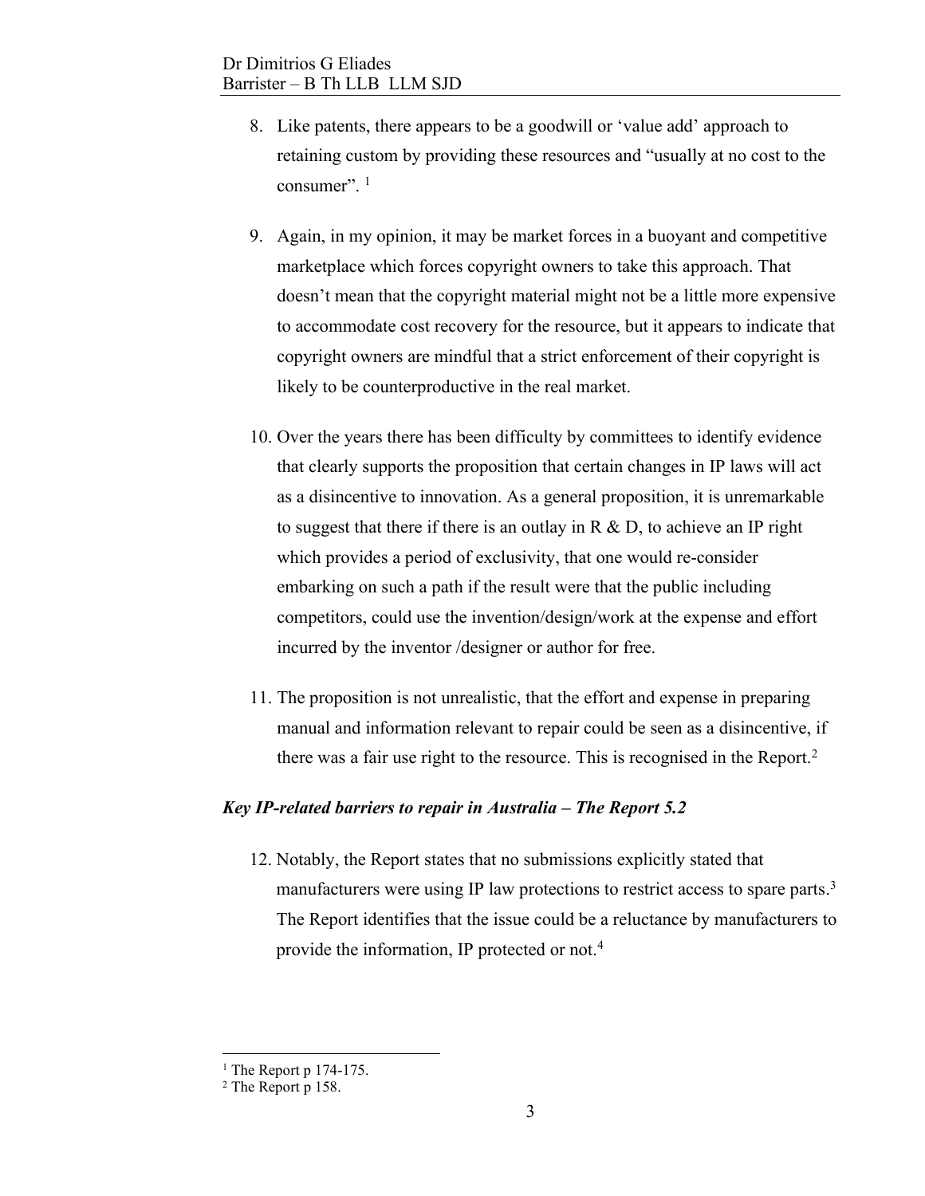8. Like patents, there appears to be a goodwill or 'value add' approach to retaining custom by providing these resources and "usually at no cost to the consumer". [1]

9. Again, in my opinion, it may be market forces in a buoyant and competitive marketplace which forces copyright owners to take this approach. That doesn't mean that the copyright material might not be a little more expensive to accommodate cost recovery for the resource, but it appears to indicate that copyright owners are mindful that a strict enforcement of their copyright is likely to be counterproductive in the real market.

10. Over the years there has been difficulty by committees to identify evidence that clearly supports the proposition that certain changes in IP laws will act as a disincentive to innovation. As a general proposition, it is unremarkable to suggest that there if there is an outlay in R & D, to achieve an IP right which provides a period of exclusivity, that one would re-consider embarking on such a path if the result were that the public including competitors, could use the invention/design/work at the expense and effort incurred by the inventor /designer or author for free.

11. The proposition is not unrealistic, that the effort and expense in preparing manual and information relevant to repair could be seen as a disincentive, if there was a fair use right to the resource. This is recognised in the Report.[2]

***Key IP-related barriers to repair in Australia – The Report 5.2***

12. Notably, the Report states that no submissions explicitly stated that manufacturers were using IP law protections to restrict access to spare parts.[3] The Report identifies that the issue could be a reluctance by manufacturers to provide the information, IP protected or not.[4]

---

[1] The Report p 174-175.
[2] The Report p 158.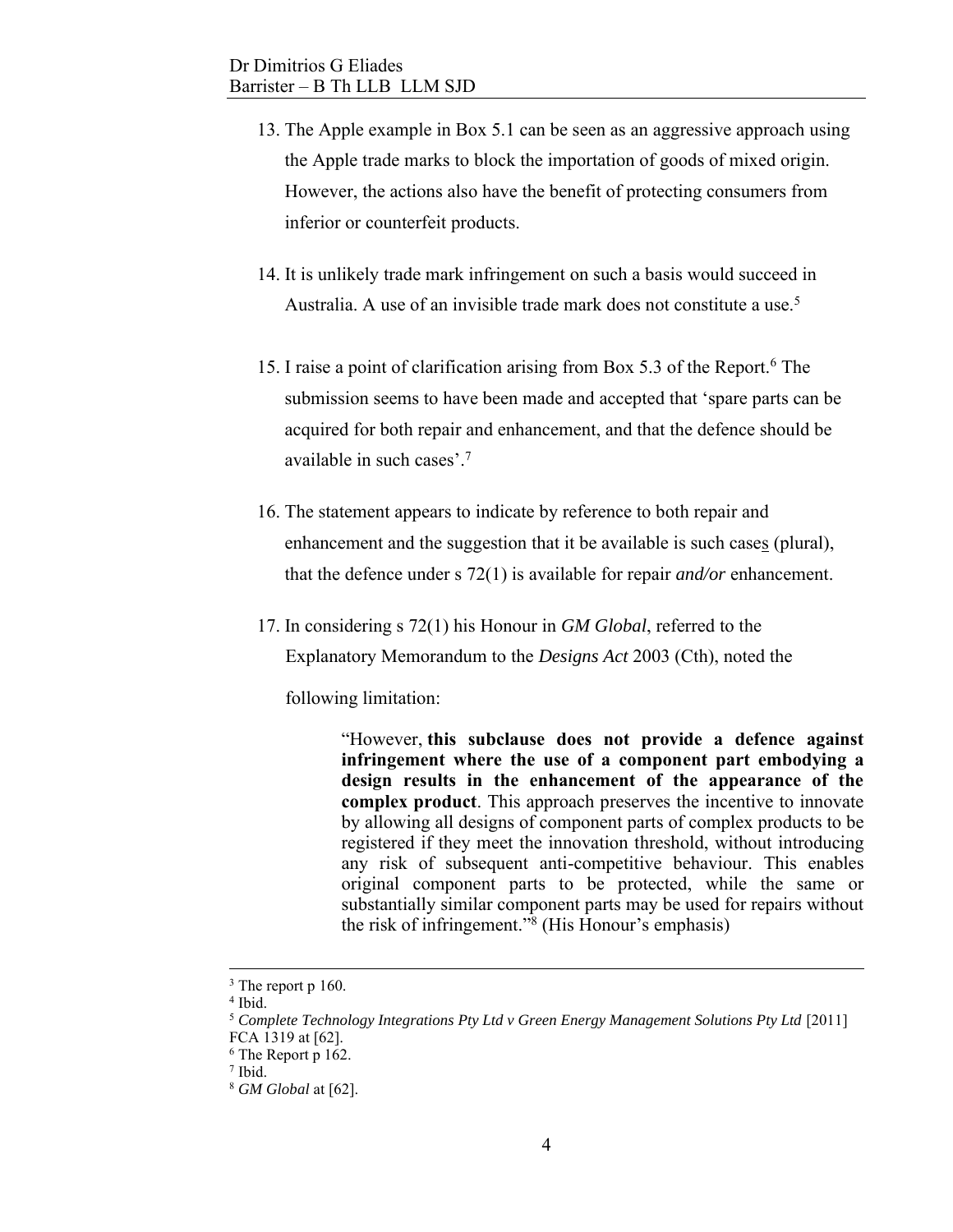13. The Apple example in Box 5.1 can be seen as an aggressive approach using the Apple trade marks to block the importation of goods of mixed origin. However, the actions also have the benefit of protecting consumers from inferior or counterfeit products.

14. It is unlikely trade mark infringement on such a basis would succeed in Australia. A use of an invisible trade mark does not constitute a use.[5]

15. I raise a point of clarification arising from Box 5.3 of the Report.[6] The submission seems to have been made and accepted that 'spare parts can be acquired for both repair and enhancement, and that the defence should be available in such cases'.[7]

16. The statement appears to indicate by reference to both repair and enhancement and the suggestion that it be available is such case<u>s</u> (plural), that the defence under s 72(1) is available for repair *and/or* enhancement.

17. In considering s 72(1) his Honour in *GM Global*, referred to the Explanatory Memorandum to the *Designs Act* 2003 (Cth), noted the following limitation:

> "However, **this subclause does not provide a defence against infringement where the use of a component part embodying a design results in the enhancement of the appearance of the complex product**. This approach preserves the incentive to innovate by allowing all designs of component parts of complex products to be registered if they meet the innovation threshold, without introducing any risk of subsequent anti-competitive behaviour. This enables original component parts to be protected, while the same or substantially similar component parts may be used for repairs without the risk of infringement."[8] (His Honour's emphasis)

---

[3] The report p 160.

[4] Ibid.

[5] *Complete Technology Integrations Pty Ltd v Green Energy Management Solutions Pty Ltd* [2011] FCA 1319 at [62].

[6] The Report p 162.

[7] Ibid.

[8] *GM Global* at [62].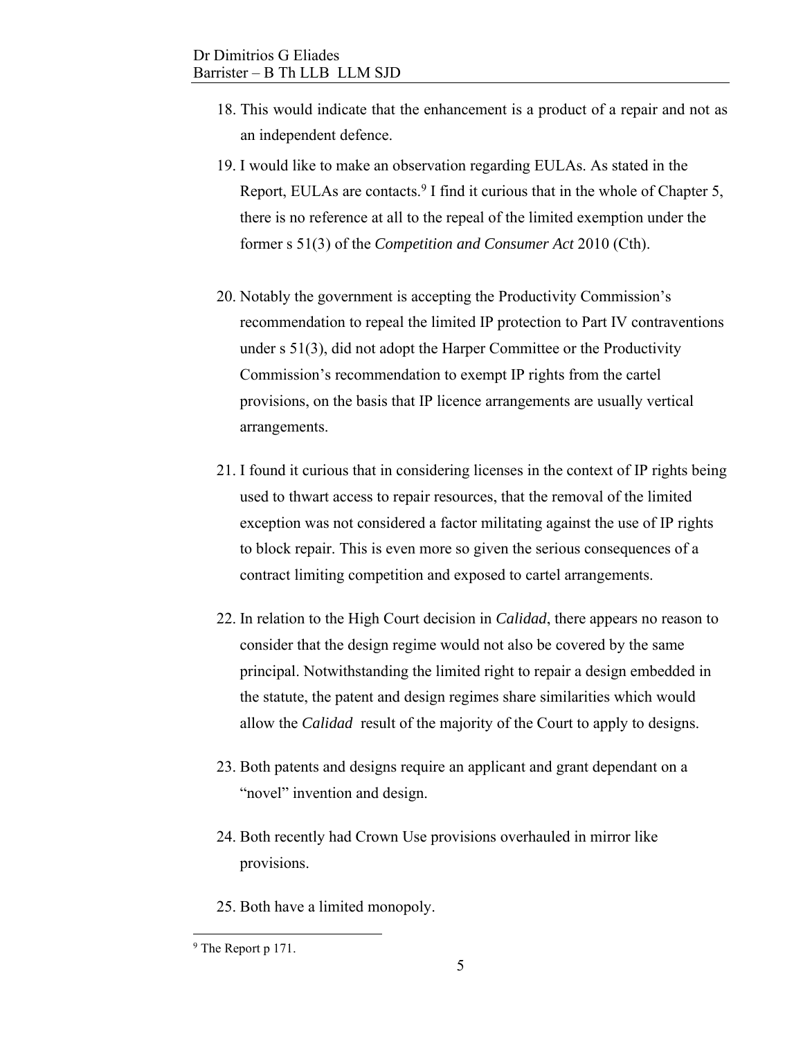18. This would indicate that the enhancement is a product of a repair and not as an independent defence.

19. I would like to make an observation regarding EULAs. As stated in the Report, EULAs are contacts.[9] I find it curious that in the whole of Chapter 5, there is no reference at all to the repeal of the limited exemption under the former s 51(3) of the *Competition and Consumer Act* 2010 (Cth).

20. Notably the government is accepting the Productivity Commission's recommendation to repeal the limited IP protection to Part IV contraventions under s 51(3), did not adopt the Harper Committee or the Productivity Commission's recommendation to exempt IP rights from the cartel provisions, on the basis that IP licence arrangements are usually vertical arrangements.

21. I found it curious that in considering licenses in the context of IP rights being used to thwart access to repair resources, that the removal of the limited exception was not considered a factor militating against the use of IP rights to block repair. This is even more so given the serious consequences of a contract limiting competition and exposed to cartel arrangements.

22. In relation to the High Court decision in *Calidad*, there appears no reason to consider that the design regime would not also be covered by the same principal. Notwithstanding the limited right to repair a design embedded in the statute, the patent and design regimes share similarities which would allow the *Calidad* result of the majority of the Court to apply to designs.

23. Both patents and designs require an applicant and grant dependant on a "novel" invention and design.

24. Both recently had Crown Use provisions overhauled in mirror like provisions.

25. Both have a limited monopoly.

[9] The Report p 171.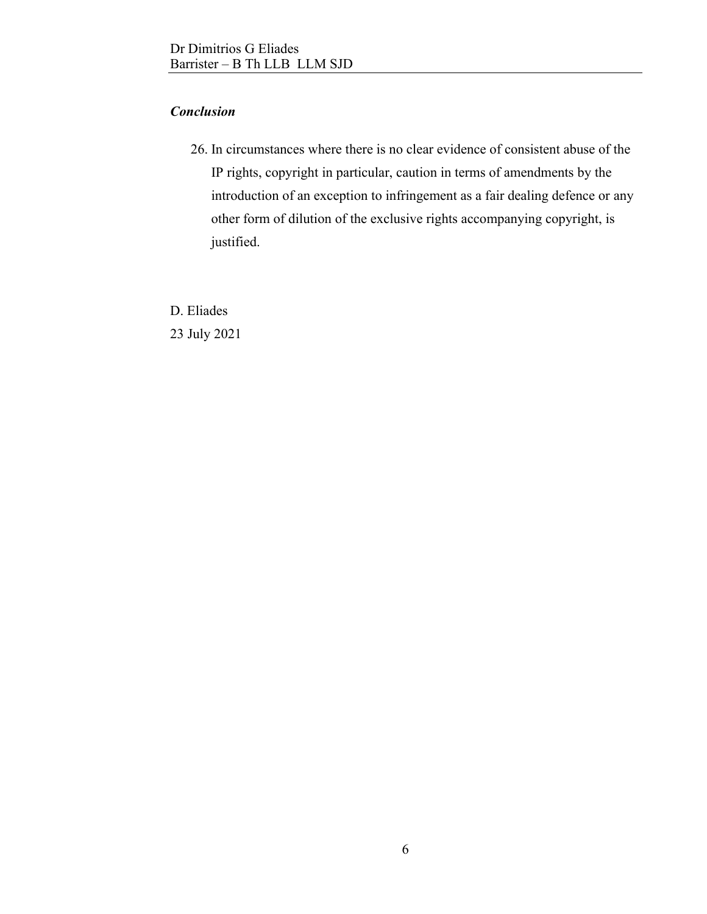*Conclusion*

26. In circumstances where there is no clear evidence of consistent abuse of the IP rights, copyright in particular, caution in terms of amendments by the introduction of an exception to infringement as a fair dealing defence or any other form of dilution of the exclusive rights accompanying copyright, is justified.

D. Eliades

23 July 2021